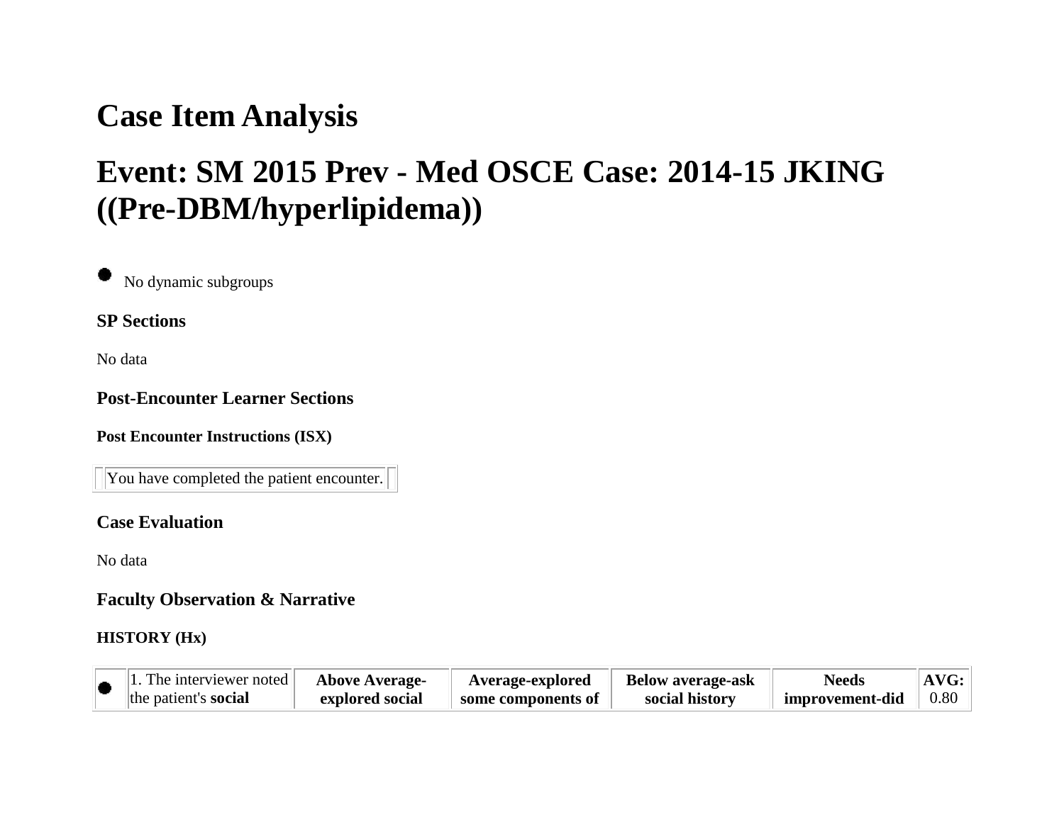# Case Item Analysis

# Event: SM 2015 Prev - Med OSCE Case: 2014-15 JKING ((Pre-DBM/hyperlipidema))

- No dynamic subgroups

### SP Sections

No data

### Post-Encounter Learner Sections

#### Post Encounter Instructions (ISX)

| | You have completed the patient encounter. | |
|---|---|---|

### Case Evaluation

No data

### Faculty Observation & Narrative

#### HISTORY (Hx)

| | | | | | | |
|---|---|---|---|---|---|---|
| ● | 1. The interviewer noted the patient's **social** | **Above Average-explored social** | **Average-explored some components of** | **Below average-ask social history** | **Needs improvement-did** | **AVG:** 0.80 |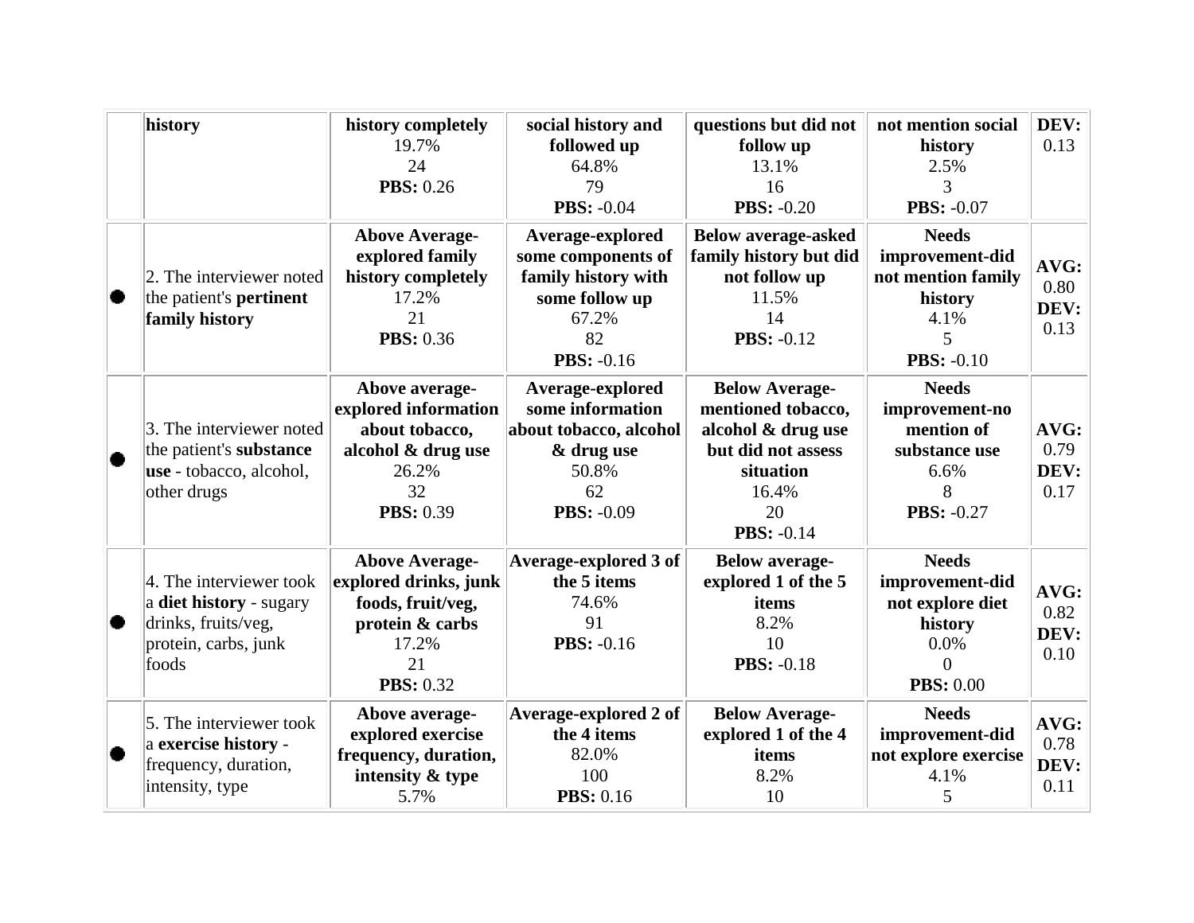| | | | | | | |
|---|---|---|---|---|---|---|
| | **history** | **history completely**<br>19.7%<br>24<br>**PBS:** 0.26 | **social history and followed up**<br>64.8%<br>79<br>**PBS:** -0.04 | **questions but did not follow up**<br>13.1%<br>16<br>**PBS:** -0.20 | **not mention social history**<br>2.5%<br>3<br>**PBS:** -0.07 | **DEV:** 0.13 |
| ● | 2. The interviewer noted the patient's **pertinent family history** | **Above Average-explored family history completely**<br>17.2%<br>21<br>**PBS:** 0.36 | **Average-explored some components of family history with some follow up**<br>67.2%<br>82<br>**PBS:** -0.16 | **Below average-asked family history but did not follow up**<br>11.5%<br>14<br>**PBS:** -0.12 | **Needs improvement-did not mention family history**<br>4.1%<br>5<br>**PBS:** -0.10 | **AVG:** 0.80<br>**DEV:** 0.13 |
| ● | 3. The interviewer noted the patient's **substance use** - tobacco, alcohol, other drugs | **Above average-explored information about tobacco, alcohol & drug use**<br>26.2%<br>32<br>**PBS:** 0.39 | **Average-explored some information about tobacco, alcohol & drug use**<br>50.8%<br>62<br>**PBS:** -0.09 | **Below Average-mentioned tobacco, alcohol & drug use but did not assess situation**<br>16.4%<br>20<br>**PBS:** -0.14 | **Needs improvement-no mention of substance use**<br>6.6%<br>8<br>**PBS:** -0.27 | **AVG:** 0.79<br>**DEV:** 0.17 |
| ● | 4. The interviewer took a **diet history** - sugary drinks, fruits/veg, protein, carbs, junk foods | **Above Average-explored drinks, junk foods, fruit/veg, protein & carbs**<br>17.2%<br>21<br>**PBS:** 0.32 | **Average-explored 3 of the 5 items**<br>74.6%<br>91<br>**PBS:** -0.16 | **Below average-explored 1 of the 5 items**<br>8.2%<br>10<br>**PBS:** -0.18 | **Needs improvement-did not explore diet history**<br>0.0%<br>0<br>**PBS:** 0.00 | **AVG:** 0.82<br>**DEV:** 0.10 |
| ● | 5. The interviewer took a **exercise history** - frequency, duration, intensity, type | **Above average-explored exercise frequency, duration, intensity & type**<br>5.7% | **Average-explored 2 of the 4 items**<br>82.0%<br>100<br>**PBS:** 0.16 | **Below Average-explored 1 of the 4 items**<br>8.2%<br>10 | **Needs improvement-did not explore exercise**<br>4.1%<br>5 | **AVG:** 0.78<br>**DEV:** 0.11 |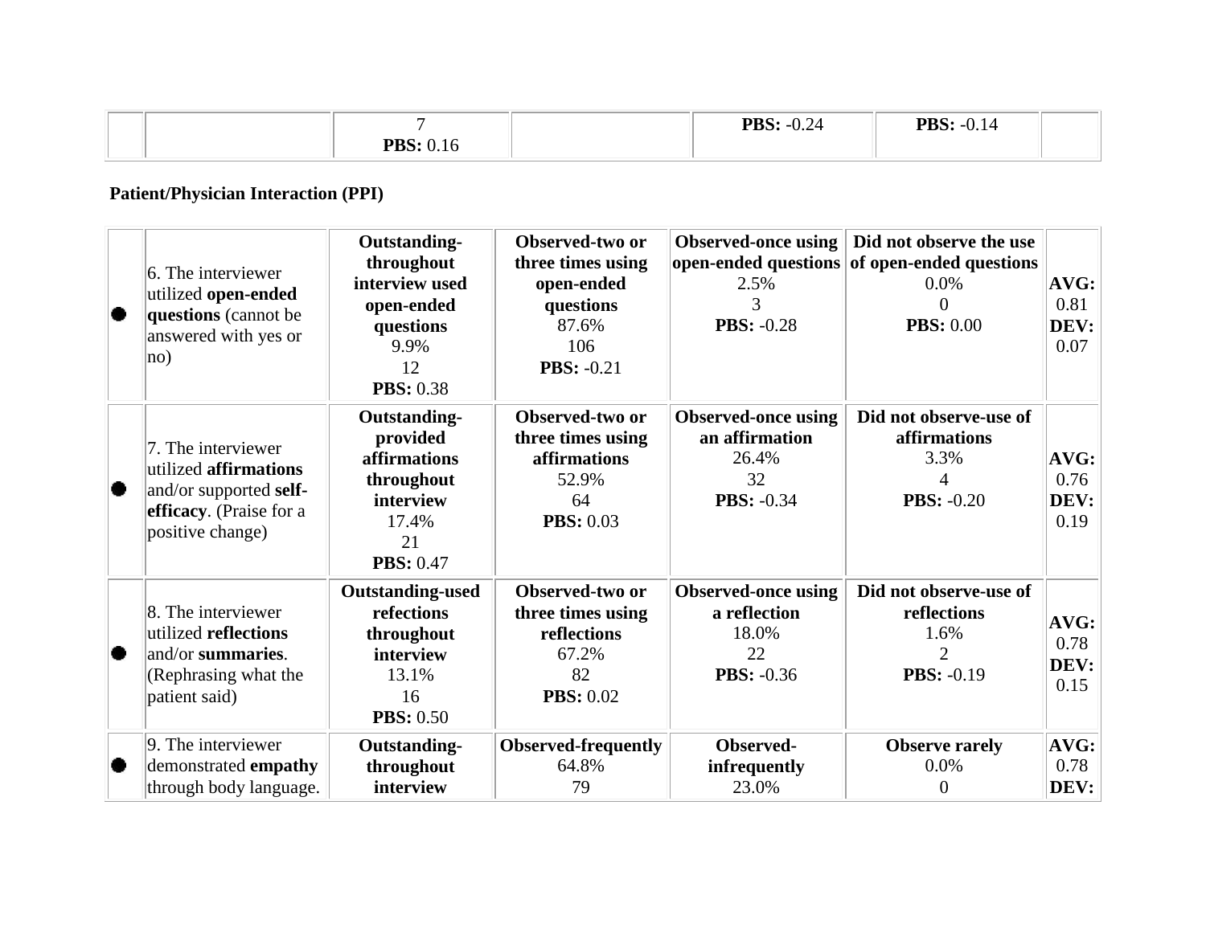| | | 7<br>**PBS:** 0.16 | | **PBS:** -0.24 | **PBS:** -0.14 | |
|---|---|---|---|---|---|---|

**Patient/Physician Interaction (PPI)**

| | | | | | | |
|---|---|---|---|---|---|---|
| ● | 6. The interviewer utilized **open-ended questions** (cannot be answered with yes or no) | **Outstanding-throughout interview used open-ended questions**<br>9.9%<br>12<br>**PBS:** 0.38 | **Observed-two or three times using open-ended questions**<br>87.6%<br>106<br>**PBS:** -0.21 | **Observed-once using open-ended questions**<br>2.5%<br>3<br>**PBS:** -0.28 | **Did not observe the use of open-ended questions**<br>0.0%<br>0<br>**PBS:** 0.00 | **AVG:** 0.81<br>**DEV:** 0.07 |
| ● | 7. The interviewer utilized **affirmations** and/or supported **self-efficacy**. (Praise for a positive change) | **Outstanding-provided affirmations throughout interview**<br>17.4%<br>21<br>**PBS:** 0.47 | **Observed-two or three times using affirmations**<br>52.9%<br>64<br>**PBS:** 0.03 | **Observed-once using an affirmation**<br>26.4%<br>32<br>**PBS:** -0.34 | **Did not observe-use of affirmations**<br>3.3%<br>4<br>**PBS:** -0.20 | **AVG:** 0.76<br>**DEV:** 0.19 |
| ● | 8. The interviewer utilized **reflections** and/or **summaries**. (Rephrasing what the patient said) | **Outstanding-used refections throughout interview**<br>13.1%<br>16<br>**PBS:** 0.50 | **Observed-two or three times using reflections**<br>67.2%<br>82<br>**PBS:** 0.02 | **Observed-once using a reflection**<br>18.0%<br>22<br>**PBS:** -0.36 | **Did not observe-use of reflections**<br>1.6%<br>2<br>**PBS:** -0.19 | **AVG:** 0.78<br>**DEV:** 0.15 |
| ● | 9. The interviewer demonstrated **empathy** through body language. | **Outstanding-throughout interview** | **Observed-frequently**<br>64.8%<br>79 | **Observed-infrequently**<br>23.0% | **Observe rarely**<br>0.0%<br>0 | **AVG:** 0.78<br>**DEV:** |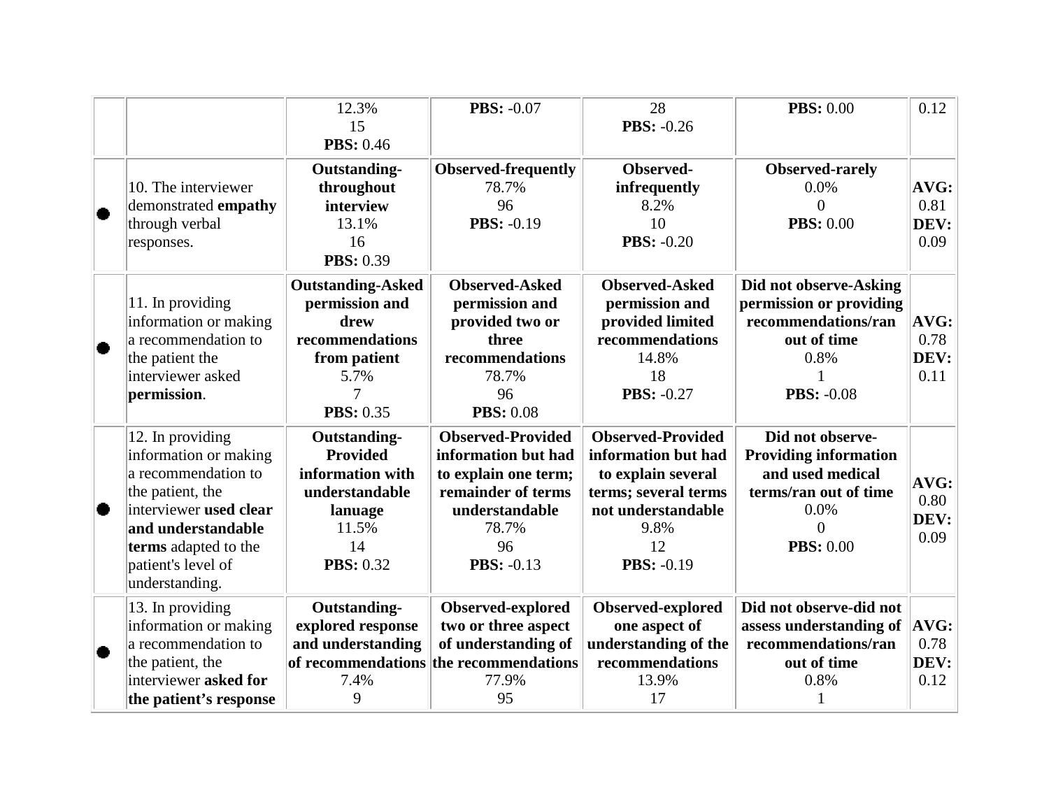|  |  |  |  |  |  |  |
|---|---|---|---|---|---|---|
|  |  | 12.3%<br>15<br>**PBS:** 0.46 | **PBS:** -0.07 | 28<br>**PBS:** -0.26 | **PBS:** 0.00 | 0.12 |
| ● | 10. The interviewer demonstrated **empathy** through verbal responses. | **Outstanding-throughout interview**<br>13.1%<br>16<br>**PBS:** 0.39 | **Observed-frequently**<br>78.7%<br>96<br>**PBS:** -0.19 | **Observed-infrequently**<br>8.2%<br>10<br>**PBS:** -0.20 | **Observed-rarely**<br>0.0%<br>0<br>**PBS:** 0.00 | **AVG:** 0.81<br>**DEV:** 0.09 |
| ● | 11. In providing information or making a recommendation to the patient the interviewer asked **permission**. | **Outstanding-Asked permission and drew recommendations from patient**<br>5.7%<br>7<br>**PBS:** 0.35 | **Observed-Asked permission and provided two or three recommendations**<br>78.7%<br>96<br>**PBS:** 0.08 | **Observed-Asked permission and provided limited recommendations**<br>14.8%<br>18<br>**PBS:** -0.27 | **Did not observe-Asking permission or providing recommendations/ran out of time**<br>0.8%<br>1<br>**PBS:** -0.08 | **AVG:** 0.78<br>**DEV:** 0.11 |
| ● | 12. In providing information or making a recommendation to the patient, the interviewer **used clear and understandable terms** adapted to the patient's level of understanding. | **Outstanding-Provided information with understandable lanuage**<br>11.5%<br>14<br>**PBS:** 0.32 | **Observed-Provided information but had to explain one term; remainder of terms understandable**<br>78.7%<br>96<br>**PBS:** -0.13 | **Observed-Provided information but had to explain several terms; several terms not understandable**<br>9.8%<br>12<br>**PBS:** -0.19 | **Did not observe-Providing information and used medical terms/ran out of time**<br>0.0%<br>0<br>**PBS:** 0.00 | **AVG:** 0.80<br>**DEV:** 0.09 |
| ● | 13. In providing information or making a recommendation to the patient, the interviewer **asked for the patient's response** | **Outstanding-explored response and understanding of recommendations**<br>7.4%<br>9 | **Observed-explored two or three aspect of understanding of the recommendations**<br>77.9%<br>95 | **Observed-explored one aspect of understanding of the recommendations**<br>13.9%<br>17 | **Did not observe-did not assess understanding of recommendations/ran out of time**<br>0.8%<br>1 | **AVG:** 0.78<br>**DEV:** 0.12 |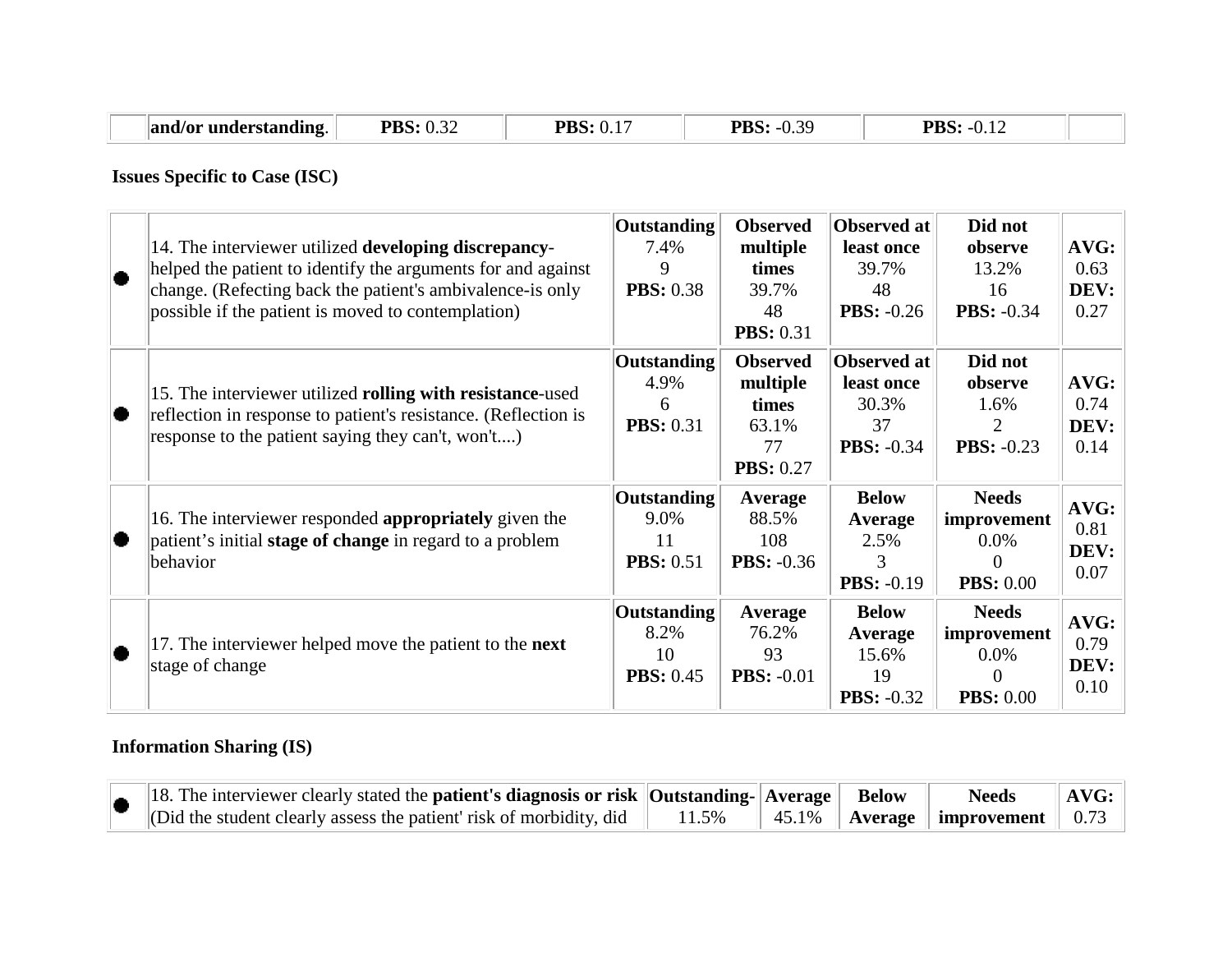| | and/or understanding. | PBS: 0.32 | PBS: 0.17 | PBS: -0.39 | PBS: -0.12 | |
|---|---|---|---|---|---|---|

**Issues Specific to Case (ISC)**

| | | | | | | |
|---|---|---|---|---|---|---|
| ● | 14. The interviewer utilized **developing discrepancy**-helped the patient to identify the arguments for and against change. (Refecting back the patient's ambivalence-is only possible if the patient is moved to contemplation) | **Outstanding** 7.4% 9 **PBS:** 0.38 | **Observed multiple times** 39.7% 48 **PBS:** 0.31 | **Observed at least once** 39.7% 48 **PBS:** -0.26 | **Did not observe** 13.2% 16 **PBS:** -0.34 | **AVG:** 0.63 **DEV:** 0.27 |
| ● | 15. The interviewer utilized **rolling with resistance**-used reflection in response to patient's resistance. (Reflection is response to the patient saying they can't, won't....) | **Outstanding** 4.9% 6 **PBS:** 0.31 | **Observed multiple times** 63.1% 77 **PBS:** 0.27 | **Observed at least once** 30.3% 37 **PBS:** -0.34 | **Did not observe** 1.6% 2 **PBS:** -0.23 | **AVG:** 0.74 **DEV:** 0.14 |
| ● | 16. The interviewer responded **appropriately** given the patient's initial **stage of change** in regard to a problem behavior | **Outstanding** 9.0% 11 **PBS:** 0.51 | **Average** 88.5% 108 **PBS:** -0.36 | **Below Average** 2.5% 3 **PBS:** -0.19 | **Needs improvement** 0.0% 0 **PBS:** 0.00 | **AVG:** 0.81 **DEV:** 0.07 |
| ● | 17. The interviewer helped move the patient to the **next** stage of change | **Outstanding** 8.2% 10 **PBS:** 0.45 | **Average** 76.2% 93 **PBS:** -0.01 | **Below Average** 15.6% 19 **PBS:** -0.32 | **Needs improvement** 0.0% 0 **PBS:** 0.00 | **AVG:** 0.79 **DEV:** 0.10 |

**Information Sharing (IS)**

| | | | | | | |
|---|---|---|---|---|---|---|
| ● | 18. The interviewer clearly stated the **patient's diagnosis or risk** (Did the student clearly assess the patient' risk of morbidity, did | **Outstanding-** 11.5% | **Average** 45.1% | **Below Average** | **Needs improvement** | **AVG:** 0.73 |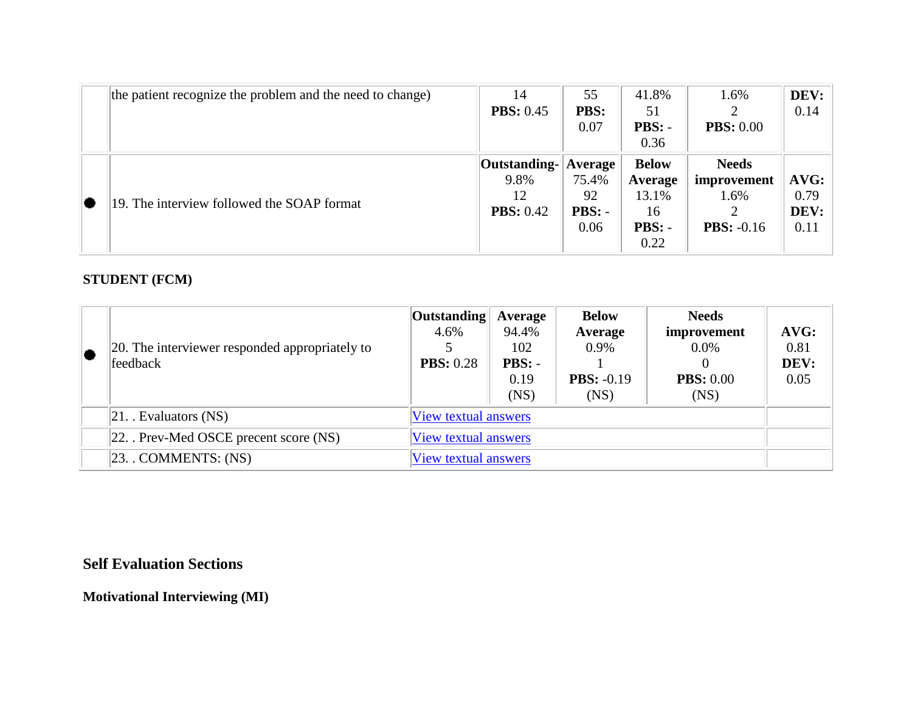| | | | | | | |
|---|---|---|---|---|---|---|
| | the patient recognize the problem and the need to change) | 14<br>**PBS:** 0.45 | 55<br>**PBS:** 0.07 | 41.8%<br>51<br>**PBS:** -0.36 | 1.6%<br>2<br>**PBS:** 0.00 | **DEV:** 0.14 |
| ● | 19. The interview followed the SOAP format | **Outstanding-**<br>9.8%<br>12<br>**PBS:** 0.42 | **Average**<br>75.4%<br>92<br>**PBS:** -0.06 | **Below Average**<br>13.1%<br>16<br>**PBS:** -0.22 | **Needs improvement**<br>1.6%<br>2<br>**PBS:** -0.16 | **AVG:** 0.79<br>**DEV:** 0.11 |

**STUDENT (FCM)**

| | | | | | | |
|---|---|---|---|---|---|---|
| ● | 20. The interviewer responded appropriately to feedback | **Outstanding**<br>4.6%<br>5<br>**PBS:** 0.28 | **Average**<br>94.4%<br>102<br>**PBS:** -0.19<br>(NS) | **Below Average**<br>0.9%<br>1<br>**PBS:** -0.19<br>(NS) | **Needs improvement**<br>0.0%<br>0<br>**PBS:** 0.00<br>(NS) | **AVG:** 0.81<br>**DEV:** 0.05 |
| | 21. . Evaluators (NS) | View textual answers | | | | |
| | 22. . Prev-Med OSCE precent score (NS) | View textual answers | | | | |
| | 23. . COMMENTS: (NS) | View textual answers | | | | |

## Self Evaluation Sections

**Motivational Interviewing (MI)**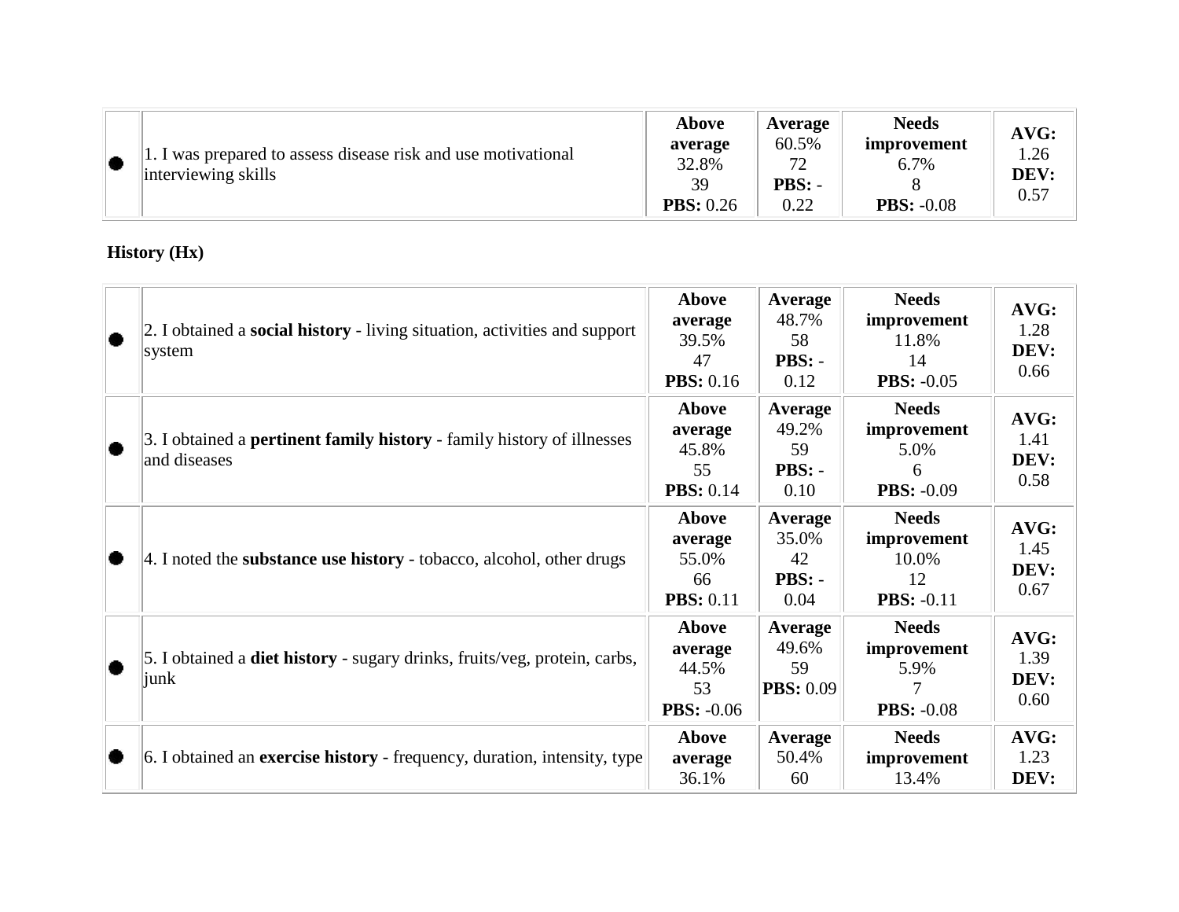| | | | | | |
|---|---|---|---|---|---|
| ● | 1. I was prepared to assess disease risk and use motivational interviewing skills | **Above average** 32.8% 39 **PBS:** 0.26 | **Average** 60.5% 72 **PBS:** -0.22 | **Needs improvement** 6.7% 8 **PBS:** -0.08 | **AVG:** 1.26 **DEV:** 0.57 |

**History (Hx)**

| | | | | | |
|---|---|---|---|---|---|
| ● | 2. I obtained a **social history** - living situation, activities and support system | **Above average** 39.5% 47 **PBS:** 0.16 | **Average** 48.7% 58 **PBS:** -0.12 | **Needs improvement** 11.8% 14 **PBS:** -0.05 | **AVG:** 1.28 **DEV:** 0.66 |
| ● | 3. I obtained a **pertinent family history** - family history of illnesses and diseases | **Above average** 45.8% 55 **PBS:** 0.14 | **Average** 49.2% 59 **PBS:** -0.10 | **Needs improvement** 5.0% 6 **PBS:** -0.09 | **AVG:** 1.41 **DEV:** 0.58 |
| ● | 4. I noted the **substance use history** - tobacco, alcohol, other drugs | **Above average** 55.0% 66 **PBS:** 0.11 | **Average** 35.0% 42 **PBS:** -0.04 | **Needs improvement** 10.0% 12 **PBS:** -0.11 | **AVG:** 1.45 **DEV:** 0.67 |
| ● | 5. I obtained a **diet history** - sugary drinks, fruits/veg, protein, carbs, junk | **Above average** 44.5% 53 **PBS:** -0.06 | **Average** 49.6% 59 **PBS:** 0.09 | **Needs improvement** 5.9% 7 **PBS:** -0.08 | **AVG:** 1.39 **DEV:** 0.60 |
| ● | 6. I obtained an **exercise history** - frequency, duration, intensity, type | **Above average** 36.1% | **Average** 50.4% 60 | **Needs improvement** 13.4% | **AVG:** 1.23 **DEV:** |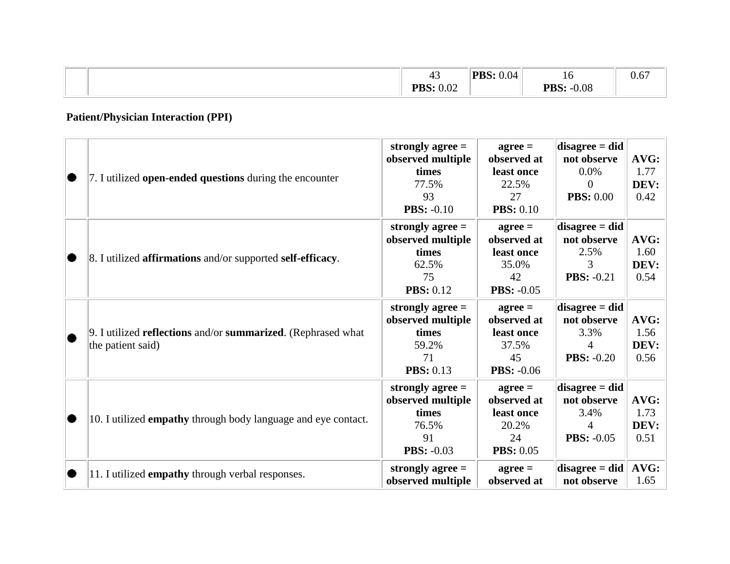| | | 43<br>**PBS:** 0.02 | **PBS:** 0.04 | 16<br>**PBS:** -0.08 | 0.67 |
|---|---|---|---|---|---|

**Patient/Physician Interaction (PPI)**

| | | | | | |
|---|---|---|---|---|---|
| ● | 7. I utilized **open-ended questions** during the encounter | **strongly agree = observed multiple times**<br>77.5%<br>93<br>**PBS:** -0.10 | **agree = observed at least once**<br>22.5%<br>27<br>**PBS:** 0.10 | **disagree = did not observe**<br>0.0%<br>0<br>**PBS:** 0.00 | **AVG:** 1.77<br>**DEV:** 0.42 |
| ● | 8. I utilized **affirmations** and/or supported **self-efficacy**. | **strongly agree = observed multiple times**<br>62.5%<br>75<br>**PBS:** 0.12 | **agree = observed at least once**<br>35.0%<br>42<br>**PBS:** -0.05 | **disagree = did not observe**<br>2.5%<br>3<br>**PBS:** -0.21 | **AVG:** 1.60<br>**DEV:** 0.54 |
| ● | 9. I utilized **reflections** and/or **summarized**. (Rephrased what the patient said) | **strongly agree = observed multiple times**<br>59.2%<br>71<br>**PBS:** 0.13 | **agree = observed at least once**<br>37.5%<br>45<br>**PBS:** -0.06 | **disagree = did not observe**<br>3.3%<br>4<br>**PBS:** -0.20 | **AVG:** 1.56<br>**DEV:** 0.56 |
| ● | 10. I utilized **empathy** through body language and eye contact. | **strongly agree = observed multiple times**<br>76.5%<br>91<br>**PBS:** -0.03 | **agree = observed at least once**<br>20.2%<br>24<br>**PBS:** 0.05 | **disagree = did not observe**<br>3.4%<br>4<br>**PBS:** -0.05 | **AVG:** 1.73<br>**DEV:** 0.51 |
| ● | 11. I utilized **empathy** through verbal responses. | **strongly agree = observed multiple** | **agree = observed at** | **disagree = did not observe** | **AVG:** 1.65 |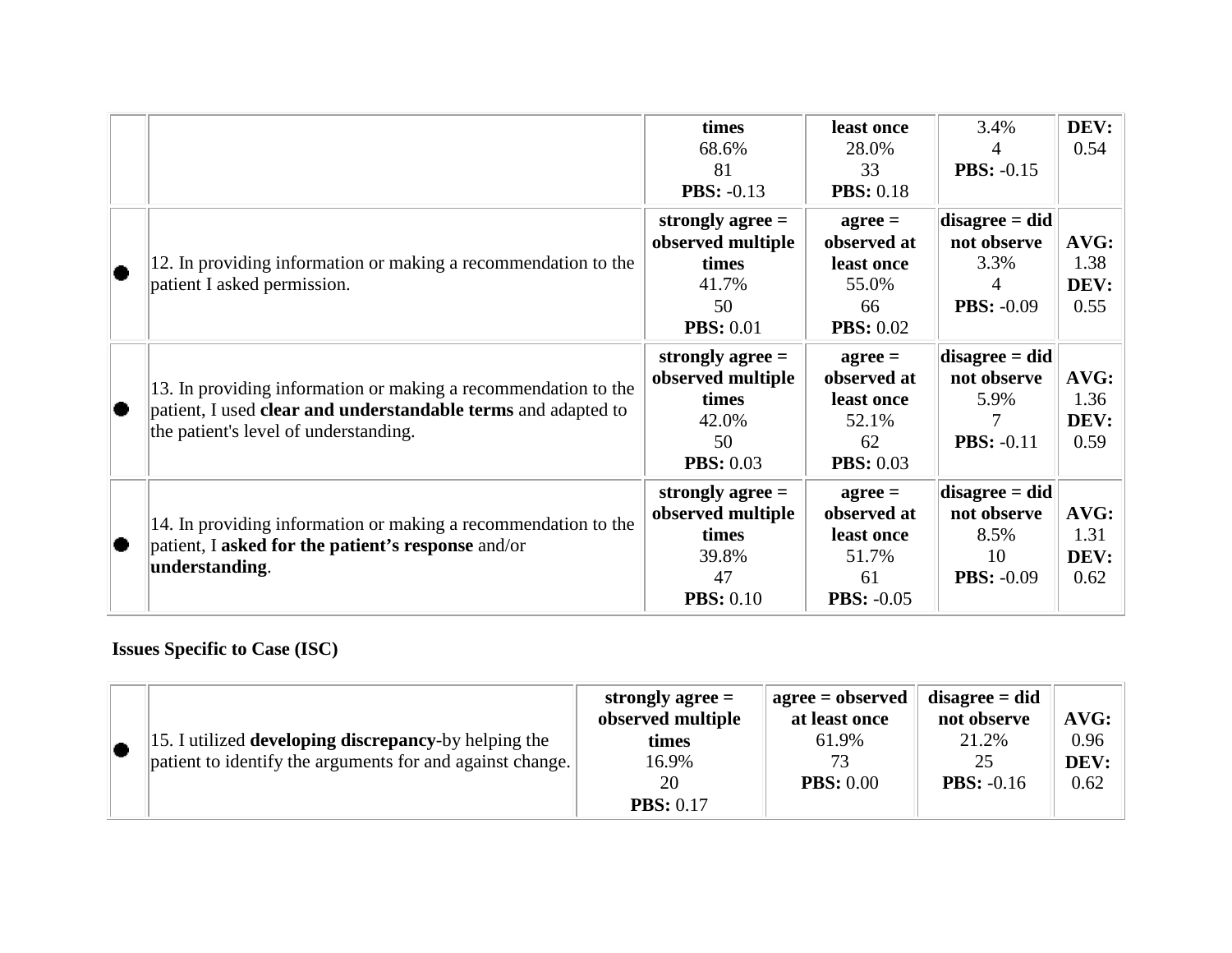| | | times<br>68.6%<br>81<br>**PBS:** -0.13 | least once<br>28.0%<br>33<br>**PBS:** 0.18 | 3.4%<br>4<br>**PBS:** -0.15 | **DEV:**<br>0.54 |
|---|---|---|---|---|---|
| ● | 12. In providing information or making a recommendation to the patient I asked permission. | **strongly agree = observed multiple times**<br>41.7%<br>50<br>**PBS:** 0.01 | **agree = observed at least once**<br>55.0%<br>66<br>**PBS:** 0.02 | **disagree = did not observe**<br>3.3%<br>4<br>**PBS:** -0.09 | **AVG:**<br>1.38<br>**DEV:**<br>0.55 |
| ● | 13. In providing information or making a recommendation to the patient, I used **clear and understandable terms** and adapted to the patient's level of understanding. | **strongly agree = observed multiple times**<br>42.0%<br>50<br>**PBS:** 0.03 | **agree = observed at least once**<br>52.1%<br>62<br>**PBS:** 0.03 | **disagree = did not observe**<br>5.9%<br>7<br>**PBS:** -0.11 | **AVG:**<br>1.36<br>**DEV:**<br>0.59 |
| ● | 14. In providing information or making a recommendation to the patient, I **asked for the patient's response** and/or **understanding**. | **strongly agree = observed multiple times**<br>39.8%<br>47<br>**PBS:** 0.10 | **agree = observed at least once**<br>51.7%<br>61<br>**PBS:** -0.05 | **disagree = did not observe**<br>8.5%<br>10<br>**PBS:** -0.09 | **AVG:**<br>1.31<br>**DEV:**<br>0.62 |

**Issues Specific to Case (ISC)**

| | | | | | |
|---|---|---|---|---|---|
| ● | 15. I utilized **developing discrepancy**-by helping the patient to identify the arguments for and against change. | **strongly agree = observed multiple times**<br>16.9%<br>20<br>**PBS:** 0.17 | **agree = observed at least once**<br>61.9%<br>73<br>**PBS:** 0.00 | **disagree = did not observe**<br>21.2%<br>25<br>**PBS:** -0.16 | **AVG:**<br>0.96<br>**DEV:**<br>0.62 |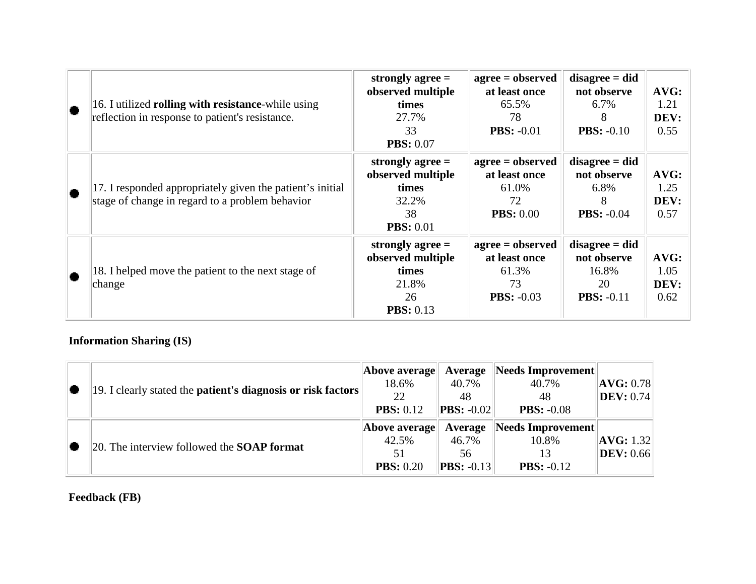| | | | | | |
|---|---|---|---|---|---|
| ● | 16. I utilized **rolling with resistance**-while using reflection in response to patient's resistance. | **strongly agree = observed multiple times** 27.7% 33 **PBS:** 0.07 | **agree = observed at least once** 65.5% 78 **PBS:** -0.01 | **disagree = did not observe** 6.7% 8 **PBS:** -0.10 | **AVG:** 1.21 **DEV:** 0.55 |
| ● | 17. I responded appropriately given the patient's initial stage of change in regard to a problem behavior | **strongly agree = observed multiple times** 32.2% 38 **PBS:** 0.01 | **agree = observed at least once** 61.0% 72 **PBS:** 0.00 | **disagree = did not observe** 6.8% 8 **PBS:** -0.04 | **AVG:** 1.25 **DEV:** 0.57 |
| ● | 18. I helped move the patient to the next stage of change | **strongly agree = observed multiple times** 21.8% 26 **PBS:** 0.13 | **agree = observed at least once** 61.3% 73 **PBS:** -0.03 | **disagree = did not observe** 16.8% 20 **PBS:** -0.11 | **AVG:** 1.05 **DEV:** 0.62 |

**Information Sharing (IS)**

| | | | | | |
|---|---|---|---|---|---|
| ● | 19. I clearly stated the **patient's diagnosis or risk factors** | **Above average** 18.6% 22 **PBS:** 0.12 | **Average** 40.7% 48 **PBS:** -0.02 | **Needs Improvement** 40.7% 48 **PBS:** -0.08 | **AVG:** 0.78 **DEV:** 0.74 |
| ● | 20. The interview followed the **SOAP format** | **Above average** 42.5% 51 **PBS:** 0.20 | **Average** 46.7% 56 **PBS:** -0.13 | **Needs Improvement** 10.8% 13 **PBS:** -0.12 | **AVG:** 1.32 **DEV:** 0.66 |

**Feedback (FB)**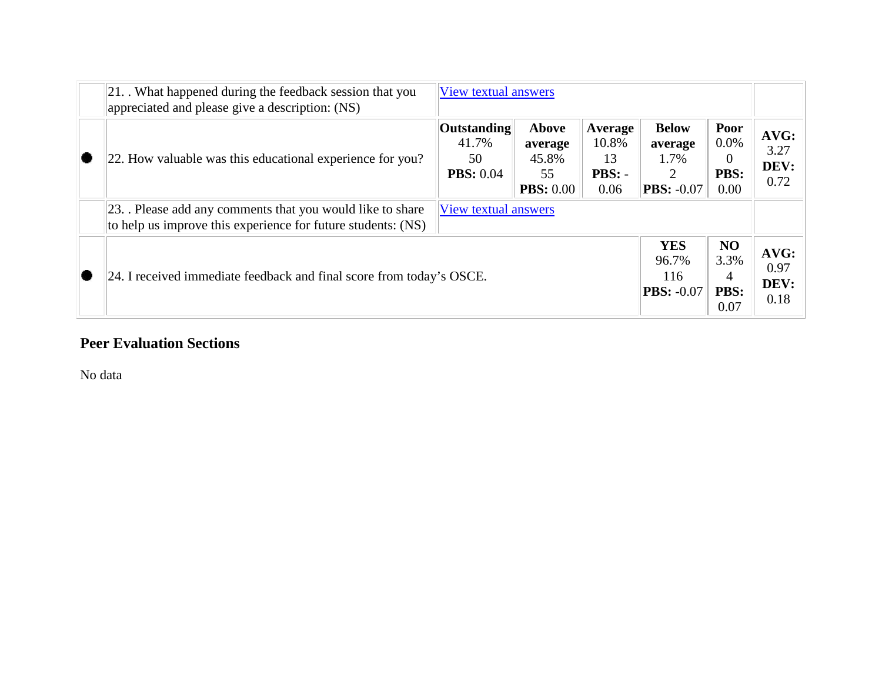| | | | | | | | |
|---|---|---|---|---|---|---|---|
| | 21. . What happened during the feedback session that you appreciated and please give a description: (NS) | View textual answers | | | | | |
| ● | 22. How valuable was this educational experience for you? | **Outstanding** 41.7% 50 **PBS:** 0.04 | **Above average** 45.8% 55 **PBS:** 0.00 | **Average** 10.8% 13 **PBS:** -0.06 | **Below average** 1.7% 2 **PBS:** -0.07 | **Poor** 0.0% 0 **PBS:** 0.00 | **AVG:** 3.27 **DEV:** 0.72 |
| | 23. . Please add any comments that you would like to share to help us improve this experience for future students: (NS) | View textual answers | | | | | |
| ● | 24. I received immediate feedback and final score from today's OSCE. | | | | **YES** 96.7% 116 **PBS:** -0.07 | **NO** 3.3% 4 **PBS:** 0.07 | **AVG:** 0.97 **DEV:** 0.18 |

## Peer Evaluation Sections

No data